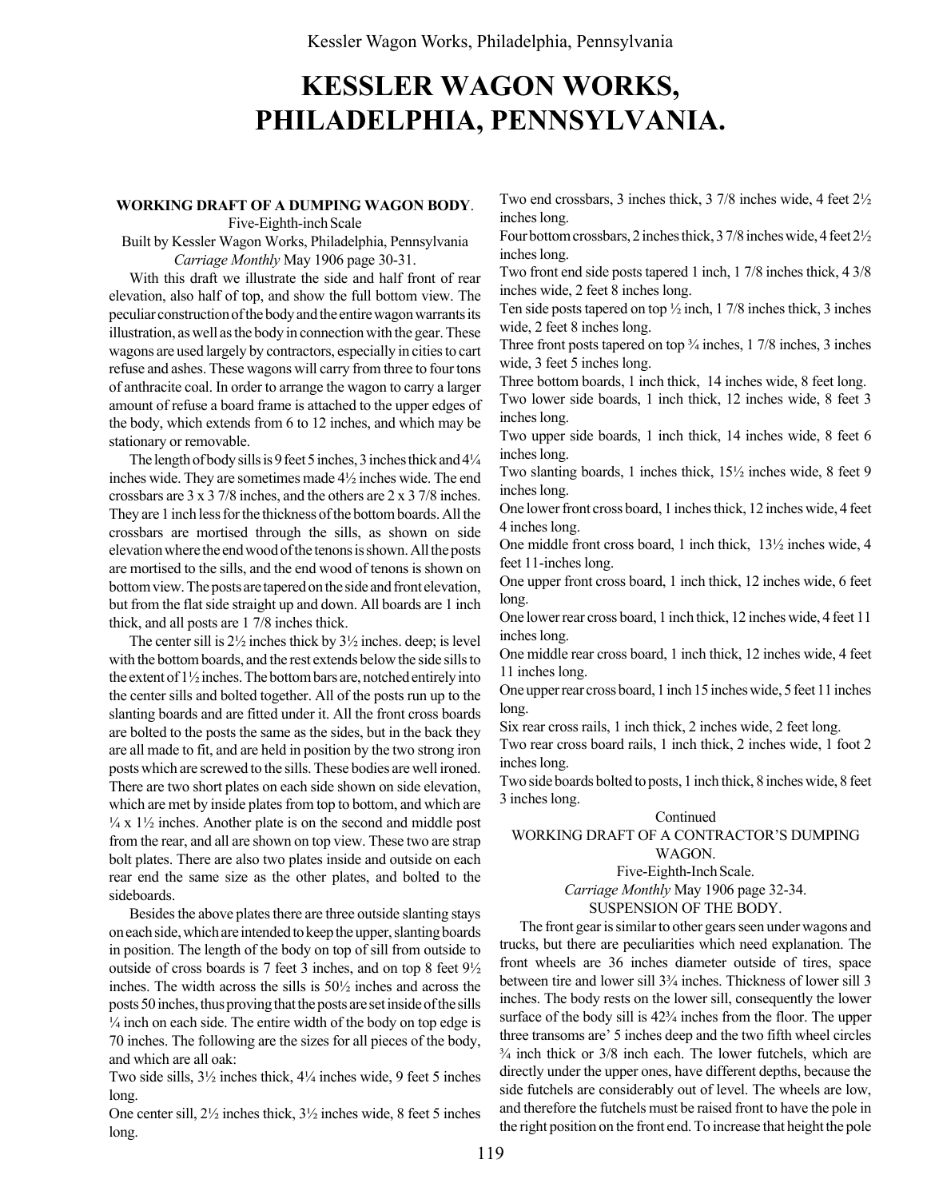# KESSLER WAGON WORKS, PHILADELPHIA, PENNSYLVANIA.

**WORKING DRAFT OF A DUMPING WAGON BODY**.

Five-Eighth-inch Scale

Built by Kessler Wagon Works, Philadelphia, Pennsylvania

*Carriage Monthly* May 1906 page 30-31.

With this draft we illustrate the side and half front of rear elevation, also half of top, and show the full bottom view. The peculiar construction of the body and the entire wagon warrants its illustration, as well as the body in connection with the gear. These wagons are used largely by contractors, especially in cities to cart refuse and ashes. These wagons will carry from three to four tons of anthracite coal. In order to arrange the wagon to carry a larger amount of refuse a board frame is attached to the upper edges of the body, which extends from 6 to 12 inches, and which may be stationary or removable.

The length of body sills is 9 feet 5 inches, 3 inches thick and 4¼ inches wide. They are sometimes made 4½ inches wide. The end crossbars are 3 x 3 7/8 inches, and the others are 2 x 3 7/8 inches. They are 1 inch less for the thickness of the bottom boards. All the crossbars are mortised through the sills, as shown on side elevation where the end wood of the tenons is shown. All the posts are mortised to the sills, and the end wood of tenons is shown on bottom view. The posts are tapered on the side and front elevation, but from the flat side straight up and down. All boards are 1 inch thick, and all posts are 1 7/8 inches thick.

The center sill is 2½ inches thick by 3½ inches. deep; is level with the bottom boards, and the rest extends below the side sills to the extent of 1½ inches. The bottom bars are, notched entirely into the center sills and bolted together. All of the posts run up to the slanting boards and are fitted under it. All the front cross boards are bolted to the posts the same as the sides, but in the back they are all made to fit, and are held in position by the two strong iron posts which are screwed to the sills. These bodies are well ironed. There are two short plates on each side shown on side elevation, which are met by inside plates from top to bottom, and which are ¼ x 1½ inches. Another plate is on the second and middle post from the rear, and all are shown on top view. These two are strap bolt plates. There are also two plates inside and outside on each rear end the same size as the other plates, and bolted to the sideboards.

Besides the above plates there are three outside slanting stays on each side, which are intended to keep the upper, slanting boards in position. The length of the body on top of sill from outside to outside of cross boards is 7 feet 3 inches, and on top 8 feet 9½ inches. The width across the sills is 50½ inches and across the posts 50 inches, thus proving that the posts are set inside of the sills ¼ inch on each side. The entire width of the body on top edge is 70 inches. The following are the sizes for all pieces of the body, and which are all oak:

Two side sills, 3½ inches thick, 4¼ inches wide, 9 feet 5 inches long.

One center sill, 2½ inches thick, 3½ inches wide, 8 feet 5 inches long.

Two end crossbars, 3 inches thick, 3 7/8 inches wide, 4 feet 2½ inches long.

Four bottom crossbars, 2 inches thick, 3 7/8 inches wide, 4 feet 2½ inches long.

Two front end side posts tapered 1 inch, 1 7/8 inches thick, 4 3/8 inches wide, 2 feet 8 inches long.

Ten side posts tapered on top ½ inch, 1 7/8 inches thick, 3 inches wide, 2 feet 8 inches long.

Three front posts tapered on top ¾ inches, 1 7/8 inches, 3 inches wide, 3 feet 5 inches long.

Three bottom boards, 1 inch thick, 14 inches wide, 8 feet long.

Two lower side boards, 1 inch thick, 12 inches wide, 8 feet 3 inches long.

Two upper side boards, 1 inch thick, 14 inches wide, 8 feet 6 inches long.

Two slanting boards, 1 inches thick, 15½ inches wide, 8 feet 9 inches long.

One lower front cross board, 1 inches thick, 12 inches wide, 4 feet 4 inches long.

One middle front cross board, 1 inch thick, 13½ inches wide, 4 feet 11-inches long.

One upper front cross board, 1 inch thick, 12 inches wide, 6 feet long.

One lower rear cross board, 1 inch thick, 12 inches wide, 4 feet 11 inches long.

One middle rear cross board, 1 inch thick, 12 inches wide, 4 feet 11 inches long.

One upper rear cross board, 1 inch 15 inches wide, 5 feet 11 inches long.

Six rear cross rails, 1 inch thick, 2 inches wide, 2 feet long.

Two rear cross board rails, 1 inch thick, 2 inches wide, 1 foot 2 inches long.

Two side boards bolted to posts, 1 inch thick, 8 inches wide, 8 feet 3 inches long.

Continued

WORKING DRAFT OF A CONTRACTOR'S DUMPING WAGON.

Five-Eighth-Inch Scale.

*Carriage Monthly* May 1906 page 32-34.

SUSPENSION OF THE BODY.

The front gear is similar to other gears seen under wagons and trucks, but there are peculiarities which need explanation. The front wheels are 36 inches diameter outside of tires, space between tire and lower sill 3¾ inches. Thickness of lower sill 3 inches. The body rests on the lower sill, consequently the lower surface of the body sill is 42¾ inches from the floor. The upper three transoms are' 5 inches deep and the two fifth wheel circles ¾ inch thick or 3/8 inch each. The lower futchels, which are directly under the upper ones, have different depths, because the side futchels are considerably out of level. The wheels are low, and therefore the futchels must be raised front to have the pole in the right position on the front end. To increase that height the pole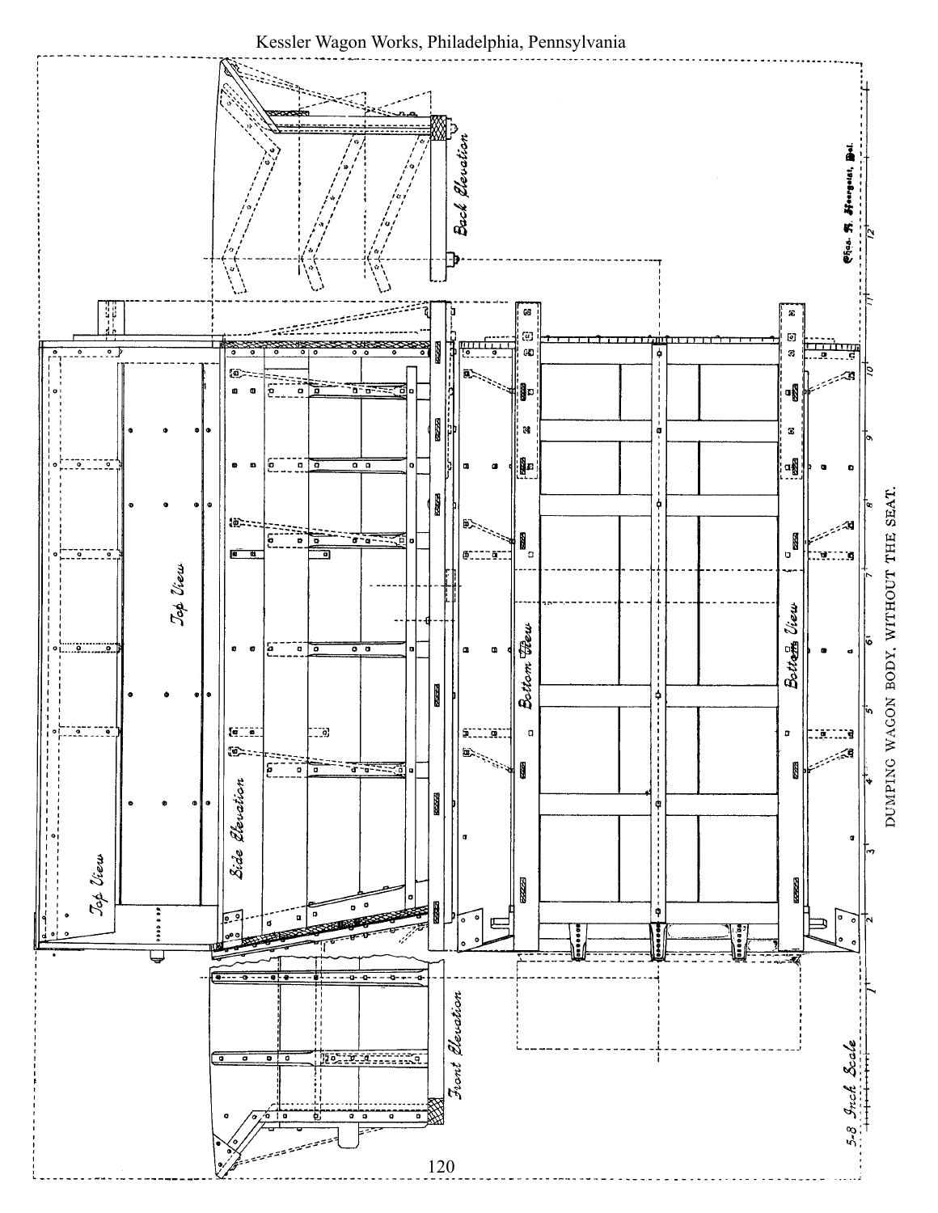Back Elevation

Top View

Top View

Side Elevation

Bottom View

Bottom View

Front Elevation

5-8 Inch Scale

Chas. H. Hoergeist, Del.

DUMPING WAGON BODY, WITHOUT THE SEAT.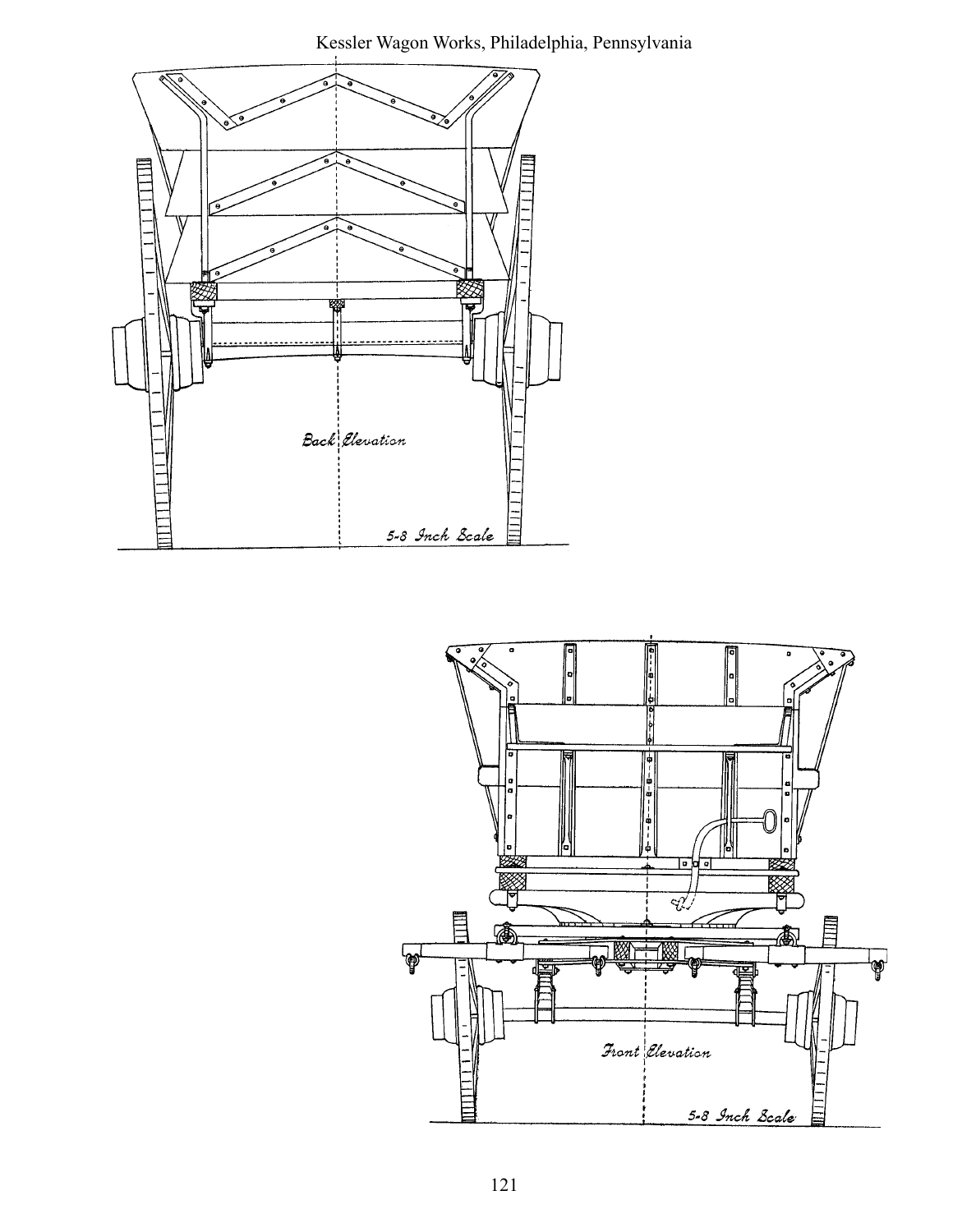Kessler Wagon Works, Philadelphia, Pennsylvania

*Back Elevation*

*5-8 Inch Scale*

*Front Elevation*

*5-8 Inch Scale*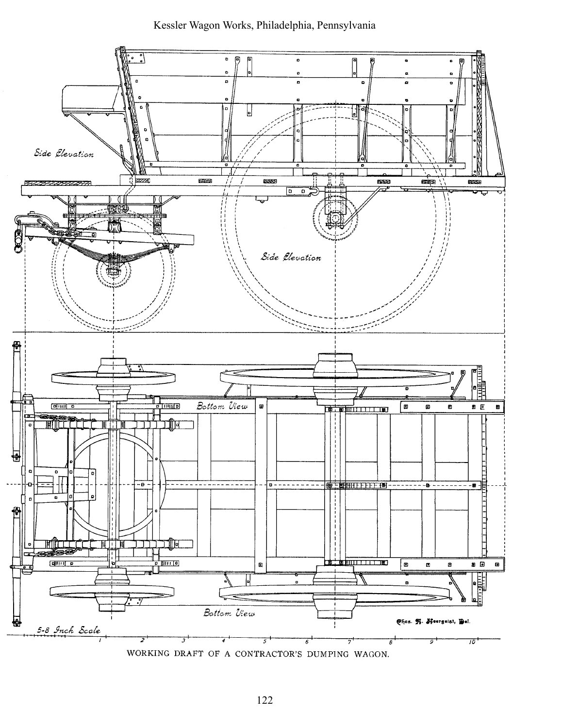Side Elevation

Side Elevation

Bottom View

Bottom View

5-8 Inch Scale

1 2 3 4 5 6 7 8 9 10

Chas. H. Heergeist, Del.

WORKING DRAFT OF A CONTRACTOR'S DUMPING WAGON.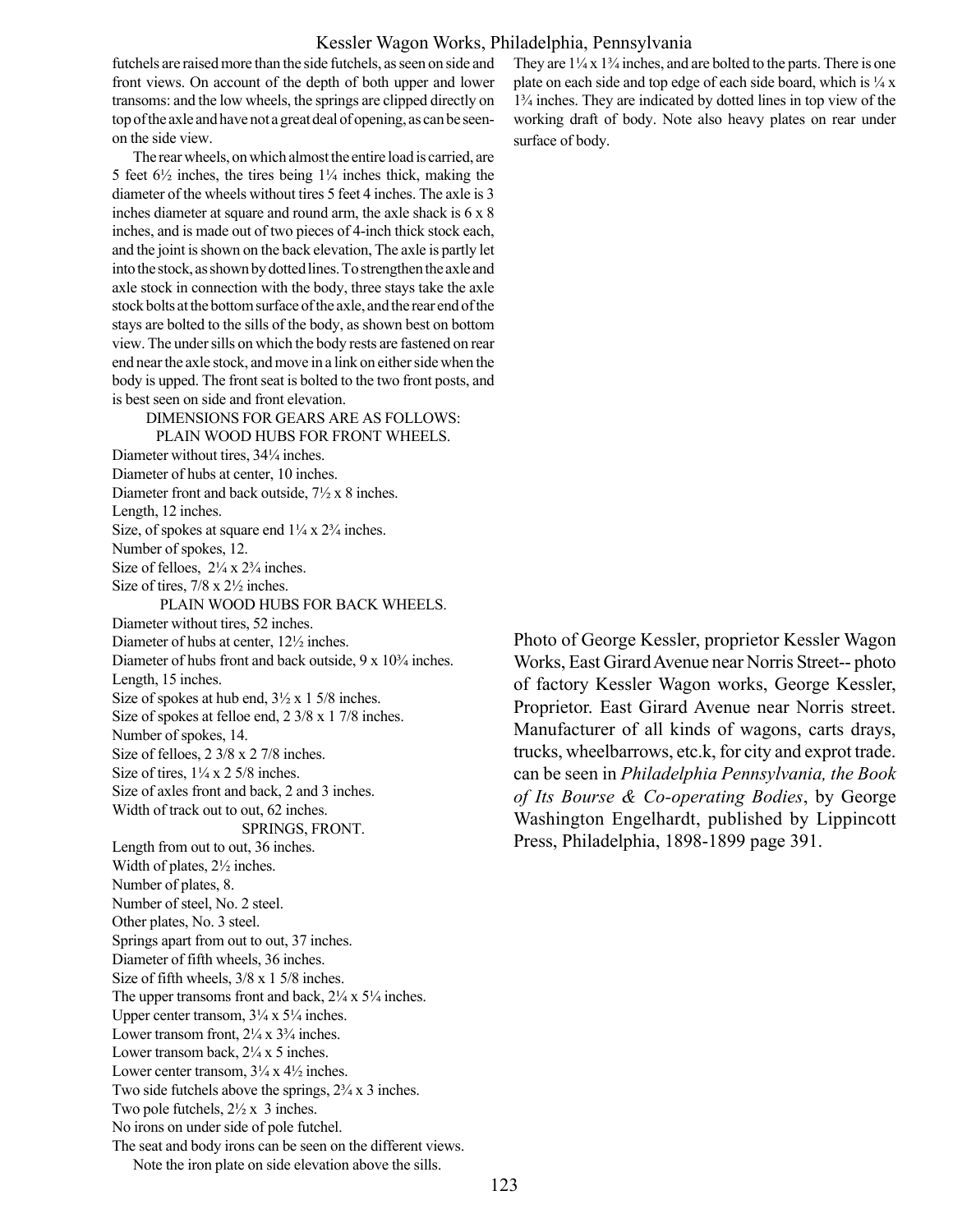futchels are raised more than the side futchels, as seen on side and front views. On account of the depth of both upper and lower transoms: and the low wheels, the springs are clipped directly on top of the axle and have not a great deal of opening, as can be seen-on the side view.

The rear wheels, on which almost the entire load is carried, are 5 feet 6½ inches, the tires being 1¼ inches thick, making the diameter of the wheels without tires 5 feet 4 inches. The axle is 3 inches diameter at square and round arm, the axle shack is 6 x 8 inches, and is made out of two pieces of 4-inch thick stock each, and the joint is shown on the back elevation, The axle is partly let into the stock, as shown by dotted lines. To strengthen the axle and axle stock in connection with the body, three stays take the axle stock bolts at the bottom surface of the axle, and the rear end of the stays are bolted to the sills of the body, as shown best on bottom view. The under sills on which the body rests are fastened on rear end near the axle stock, and move in a link on either side when the body is upped. The front seat is bolted to the two front posts, and is best seen on side and front elevation.

DIMENSIONS FOR GEARS ARE AS FOLLOWS:

PLAIN WOOD HUBS FOR FRONT WHEELS.

Diameter without tires, 34¼ inches.
Diameter of hubs at center, 10 inches.
Diameter front and back outside, 7½ x 8 inches.
Length, 12 inches.
Size, of spokes at square end 1¼ x 2¾ inches.
Number of spokes, 12.
Size of felloes, 2¼ x 2¾ inches.
Size of tires, 7/8 x 2½ inches.

PLAIN WOOD HUBS FOR BACK WHEELS.

Diameter without tires, 52 inches.
Diameter of hubs at center, 12½ inches.
Diameter of hubs front and back outside, 9 x 10¾ inches.
Length, 15 inches.
Size of spokes at hub end, 3½ x 1 5/8 inches.
Size of spokes at felloe end, 2 3/8 x 1 7/8 inches.
Number of spokes, 14.
Size of felloes, 2 3/8 x 2 7/8 inches.
Size of tires, 1¼ x 2 5/8 inches.
Size of axles front and back, 2 and 3 inches.
Width of track out to out, 62 inches.

SPRINGS, FRONT.

Length from out to out, 36 inches.
Width of plates, 2½ inches.
Number of plates, 8.
Number of steel, No. 2 steel.
Other plates, No. 3 steel.
Springs apart from out to out, 37 inches.
Diameter of fifth wheels, 36 inches.
Size of fifth wheels, 3/8 x 1 5/8 inches.
The upper transoms front and back, 2¼ x 5¼ inches.
Upper center transom, 3¼ x 5¼ inches.
Lower transom front, 2¼ x 3¾ inches.
Lower transom back, 2¼ x 5 inches.
Lower center transom, 3¼ x 4½ inches.
Two side futchels above the springs, 2¾ x 3 inches.
Two pole futchels, 2½ x 3 inches.
No irons on under side of pole futchel.
The seat and body irons can be seen on the different views.

Note the iron plate on side elevation above the sills. They are 1¼ x 1¾ inches, and are bolted to the parts. There is one plate on each side and top edge of each side board, which is ¼ x 1¾ inches. They are indicated by dotted lines in top view of the working draft of body. Note also heavy plates on rear under surface of body.

Photo of George Kessler, proprietor Kessler Wagon Works, East Girard Avenue near Norris Street-- photo of factory Kessler Wagon works, George Kessler, Proprietor. East Girard Avenue near Norris street. Manufacturer of all kinds of wagons, carts drays, trucks, wheelbarrows, etc.k, for city and exprot trade. can be seen in *Philadelphia Pennsylvania, the Book of Its Bourse & Co-operating Bodies*, by George Washington Engelhardt, published by Lippincott Press, Philadelphia, 1898-1899 page 391.